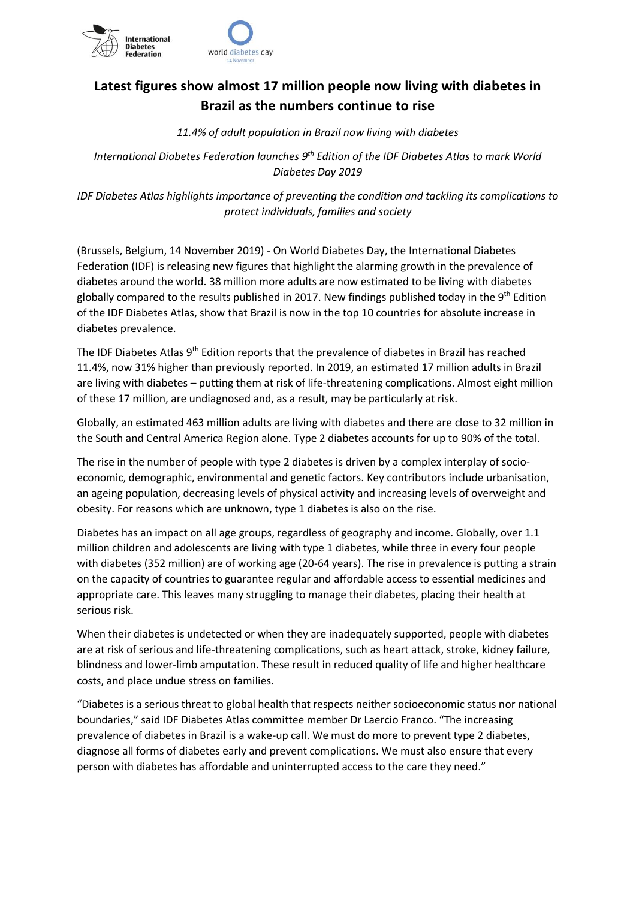# Latest figures show almost 17 million people now living with diabetes in Brazil as the numbers continue to rise

*11.4% of adult population in Brazil now living with diabetes*

*International Diabetes Federation launches 9th Edition of the IDF Diabetes Atlas to mark World Diabetes Day 2019*

*IDF Diabetes Atlas highlights importance of preventing the condition and tackling its complications to protect individuals, families and society*

(Brussels, Belgium, 14 November 2019) - On World Diabetes Day, the International Diabetes Federation (IDF) is releasing new figures that highlight the alarming growth in the prevalence of diabetes around the world. 38 million more adults are now estimated to be living with diabetes globally compared to the results published in 2017. New findings published today in the 9th Edition of the IDF Diabetes Atlas, show that Brazil is now in the top 10 countries for absolute increase in diabetes prevalence.

The IDF Diabetes Atlas 9th Edition reports that the prevalence of diabetes in Brazil has reached 11.4%, now 31% higher than previously reported. In 2019, an estimated 17 million adults in Brazil are living with diabetes – putting them at risk of life-threatening complications. Almost eight million of these 17 million, are undiagnosed and, as a result, may be particularly at risk.

Globally, an estimated 463 million adults are living with diabetes and there are close to 32 million in the South and Central America Region alone. Type 2 diabetes accounts for up to 90% of the total.

The rise in the number of people with type 2 diabetes is driven by a complex interplay of socio-economic, demographic, environmental and genetic factors. Key contributors include urbanisation, an ageing population, decreasing levels of physical activity and increasing levels of overweight and obesity. For reasons which are unknown, type 1 diabetes is also on the rise.

Diabetes has an impact on all age groups, regardless of geography and income. Globally, over 1.1 million children and adolescents are living with type 1 diabetes, while three in every four people with diabetes (352 million) are of working age (20-64 years). The rise in prevalence is putting a strain on the capacity of countries to guarantee regular and affordable access to essential medicines and appropriate care. This leaves many struggling to manage their diabetes, placing their health at serious risk.

When their diabetes is undetected or when they are inadequately supported, people with diabetes are at risk of serious and life-threatening complications, such as heart attack, stroke, kidney failure, blindness and lower-limb amputation. These result in reduced quality of life and higher healthcare costs, and place undue stress on families.

"Diabetes is a serious threat to global health that respects neither socioeconomic status nor national boundaries," said IDF Diabetes Atlas committee member Dr Laercio Franco. "The increasing prevalence of diabetes in Brazil is a wake-up call. We must do more to prevent type 2 diabetes, diagnose all forms of diabetes early and prevent complications. We must also ensure that every person with diabetes has affordable and uninterrupted access to the care they need."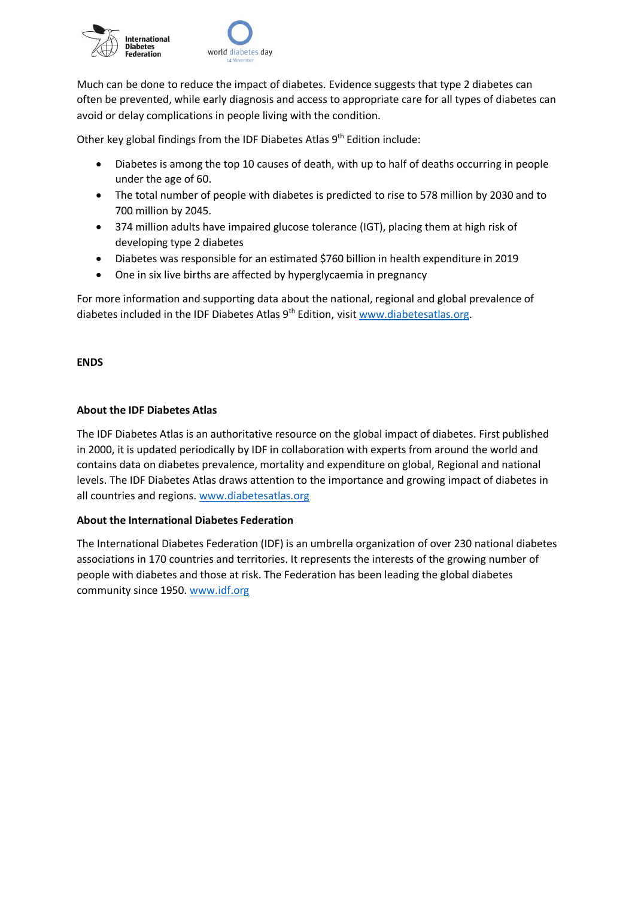Much can be done to reduce the impact of diabetes. Evidence suggests that type 2 diabetes can often be prevented, while early diagnosis and access to appropriate care for all types of diabetes can avoid or delay complications in people living with the condition.

Other key global findings from the IDF Diabetes Atlas 9th Edition include:

- Diabetes is among the top 10 causes of death, with up to half of deaths occurring in people under the age of 60.
- The total number of people with diabetes is predicted to rise to 578 million by 2030 and to 700 million by 2045.
- 374 million adults have impaired glucose tolerance (IGT), placing them at high risk of developing type 2 diabetes
- Diabetes was responsible for an estimated $760 billion in health expenditure in 2019
- One in six live births are affected by hyperglycaemia in pregnancy

For more information and supporting data about the national, regional and global prevalence of diabetes included in the IDF Diabetes Atlas 9th Edition, visit www.diabetesatlas.org.

**ENDS**

**About the IDF Diabetes Atlas**

The IDF Diabetes Atlas is an authoritative resource on the global impact of diabetes. First published in 2000, it is updated periodically by IDF in collaboration with experts from around the world and contains data on diabetes prevalence, mortality and expenditure on global, Regional and national levels. The IDF Diabetes Atlas draws attention to the importance and growing impact of diabetes in all countries and regions. www.diabetesatlas.org

**About the International Diabetes Federation**

The International Diabetes Federation (IDF) is an umbrella organization of over 230 national diabetes associations in 170 countries and territories. It represents the interests of the growing number of people with diabetes and those at risk. The Federation has been leading the global diabetes community since 1950. www.idf.org